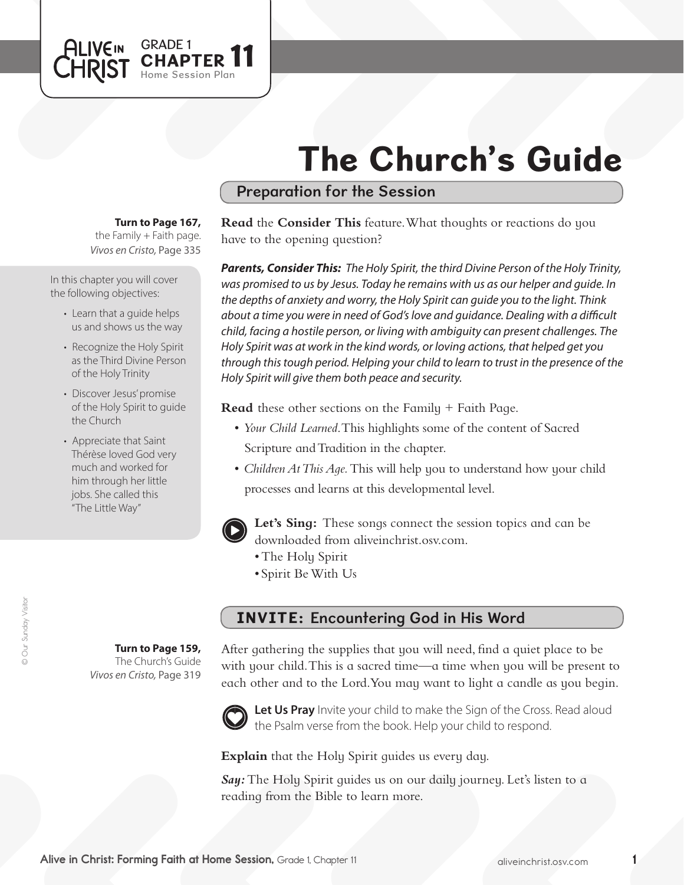ALIVE IN CHRIST — GRADE 1 **CHAPTER 11** Home Session Plan

# The Church's Guide

## Preparation for the Session

**Turn to Page 167,** the Family + Faith page. *Vivos en Cristo,* Page 335

In this chapter you will cover the following objectives:

- Learn that a guide helps us and shows us the way
- Recognize the Holy Spirit as the Third Divine Person of the Holy Trinity
- Discover Jesus' promise of the Holy Spirit to guide the Church
- Appreciate that Saint Thérèse loved God very much and worked for him through her little jobs. She called this "The Little Way"

**Read** the **Consider This** feature. What thoughts or reactions do you have to the opening question?

***Parents, Consider This:*** *The Holy Spirit, the third Divine Person of the Holy Trinity, was promised to us by Jesus. Today he remains with us as our helper and guide. In the depths of anxiety and worry, the Holy Spirit can guide you to the light. Think about a time you were in need of God's love and guidance. Dealing with a difficult child, facing a hostile person, or living with ambiguity can present challenges. The Holy Spirit was at work in the kind words, or loving actions, that helped get you through this tough period. Helping your child to learn to trust in the presence of the Holy Spirit will give them both peace and security.*

**Read** these other sections on the Family + Faith Page.

- *Your Child Learned.* This highlights some of the content of Sacred Scripture and Tradition in the chapter.
- *Children At This Age.* This will help you to understand how your child processes and learns at this developmental level.

**Let's Sing:** These songs connect the session topics and can be downloaded from aliveinchrist.osv.com.

- The Holy Spirit
- Spirit Be With Us

## INVITE: Encountering God in His Word

**Turn to Page 159,** The Church's Guide *Vivos en Cristo,* Page 319

After gathering the supplies that you will need, find a quiet place to be with your child. This is a sacred time—a time when you will be present to each other and to the Lord. You may want to light a candle as you begin.

**Let Us Pray** Invite your child to make the Sign of the Cross. Read aloud the Psalm verse from the book. Help your child to respond.

**Explain** that the Holy Spirit guides us every day.

***Say:*** The Holy Spirit guides us on our daily journey. Let's listen to a reading from the Bible to learn more.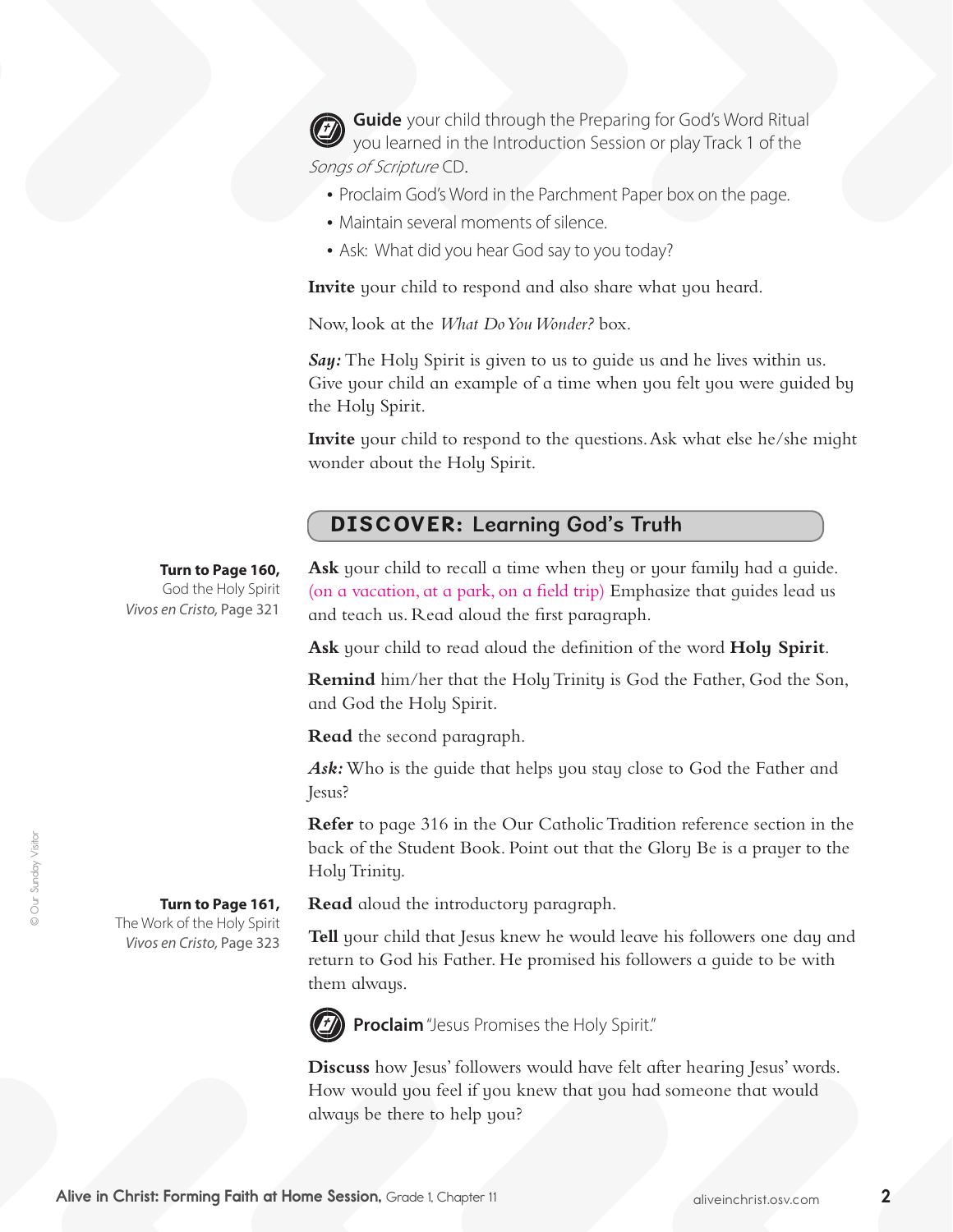**Guide** your child through the Preparing for God's Word Ritual you learned in the Introduction Session or play Track 1 of the *Songs of Scripture* CD.

- Proclaim God's Word in the Parchment Paper box on the page.
- Maintain several moments of silence.
- Ask: What did you hear God say to you today?

**Invite** your child to respond and also share what you heard.

Now, look at the *What Do You Wonder?* box.

***Say:*** The Holy Spirit is given to us to guide us and he lives within us. Give your child an example of a time when you felt you were guided by the Holy Spirit.

**Invite** your child to respond to the questions. Ask what else he/she might wonder about the Holy Spirit.

## DISCOVER: Learning God's Truth

**Turn to Page 160,**
God the Holy Spirit
*Vivos en Cristo*, Page 321

**Ask** your child to recall a time when they or your family had a guide. (on a vacation, at a park, on a field trip) Emphasize that guides lead us and teach us. Read aloud the first paragraph.

**Ask** your child to read aloud the definition of the word **Holy Spirit**.

**Remind** him/her that the Holy Trinity is God the Father, God the Son, and God the Holy Spirit.

**Read** the second paragraph.

***Ask:*** Who is the guide that helps you stay close to God the Father and Jesus?

**Refer** to page 316 in the Our Catholic Tradition reference section in the back of the Student Book. Point out that the Glory Be is a prayer to the Holy Trinity.

**Turn to Page 161,**
The Work of the Holy Spirit
*Vivos en Cristo*, Page 323

**Read** aloud the introductory paragraph.

**Tell** your child that Jesus knew he would leave his followers one day and return to God his Father. He promised his followers a guide to be with them always.

**Proclaim** "Jesus Promises the Holy Spirit."

**Discuss** how Jesus' followers would have felt after hearing Jesus' words. How would you feel if you knew that you had someone that would always be there to help you?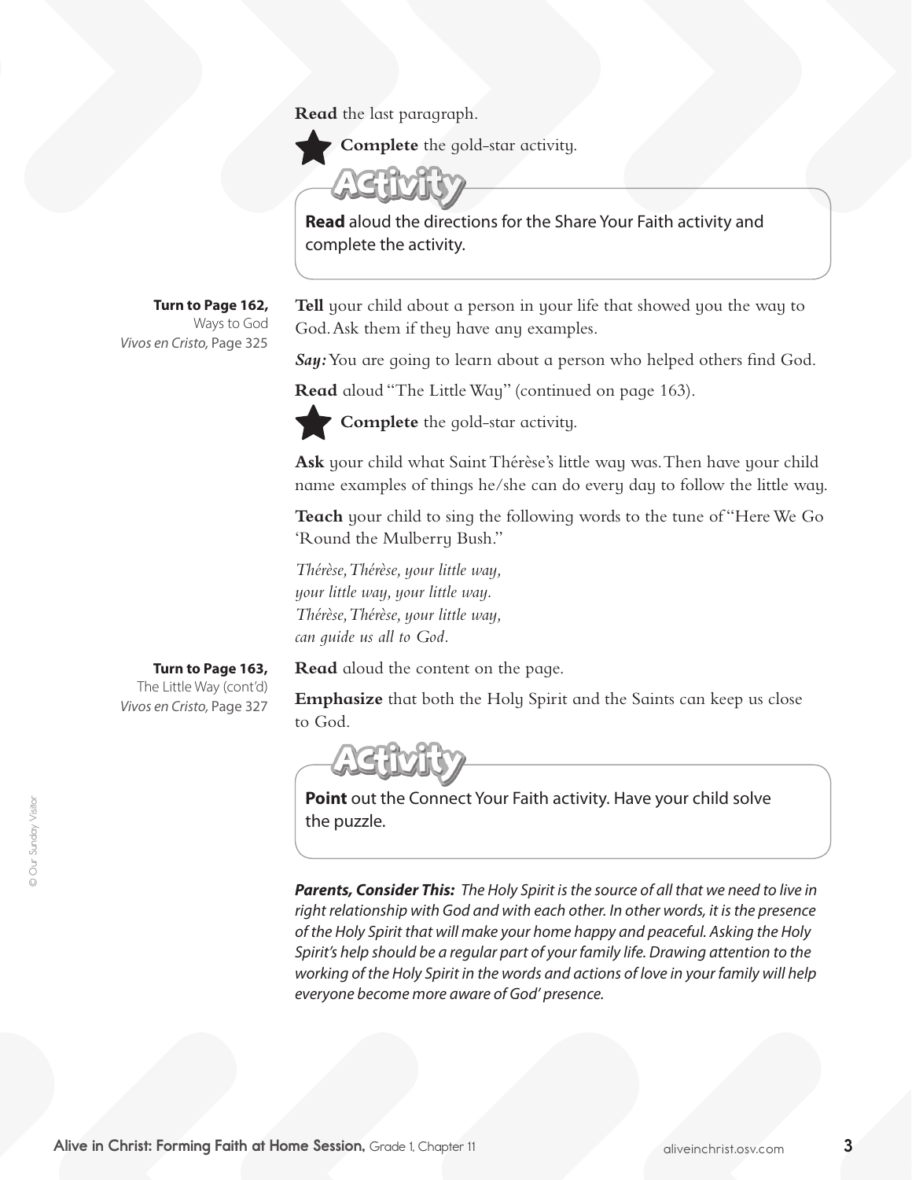**Read** the last paragraph.

★ **Complete** the gold-star activity.

**Activity**

**Read** aloud the directions for the Share Your Faith activity and complete the activity.

**Turn to Page 162,**
Ways to God
*Vivos en Cristo,* Page 325

**Tell** your child about a person in your life that showed you the way to God. Ask them if they have any examples.

***Say:*** You are going to learn about a person who helped others find God.

**Read** aloud "The Little Way" (continued on page 163).

★ **Complete** the gold-star activity.

**Ask** your child what Saint Thérèse's little way was. Then have your child name examples of things he/she can do every day to follow the little way.

**Teach** your child to sing the following words to the tune of "Here We Go 'Round the Mulberry Bush."

*Thérèse, Thérèse, your little way,*
*your little way, your little way.*
*Thérèse, Thérèse, your little way,*
*can guide us all to God.*

**Turn to Page 163,**
The Little Way (cont'd)
*Vivos en Cristo,* Page 327

**Read** aloud the content on the page.

**Emphasize** that both the Holy Spirit and the Saints can keep us close to God.

**Activity**

**Point** out the Connect Your Faith activity. Have your child solve the puzzle.

***Parents, Consider This:*** *The Holy Spirit is the source of all that we need to live in right relationship with God and with each other. In other words, it is the presence of the Holy Spirit that will make your home happy and peaceful. Asking the Holy Spirit's help should be a regular part of your family life. Drawing attention to the working of the Holy Spirit in the words and actions of love in your family will help everyone become more aware of God' presence.*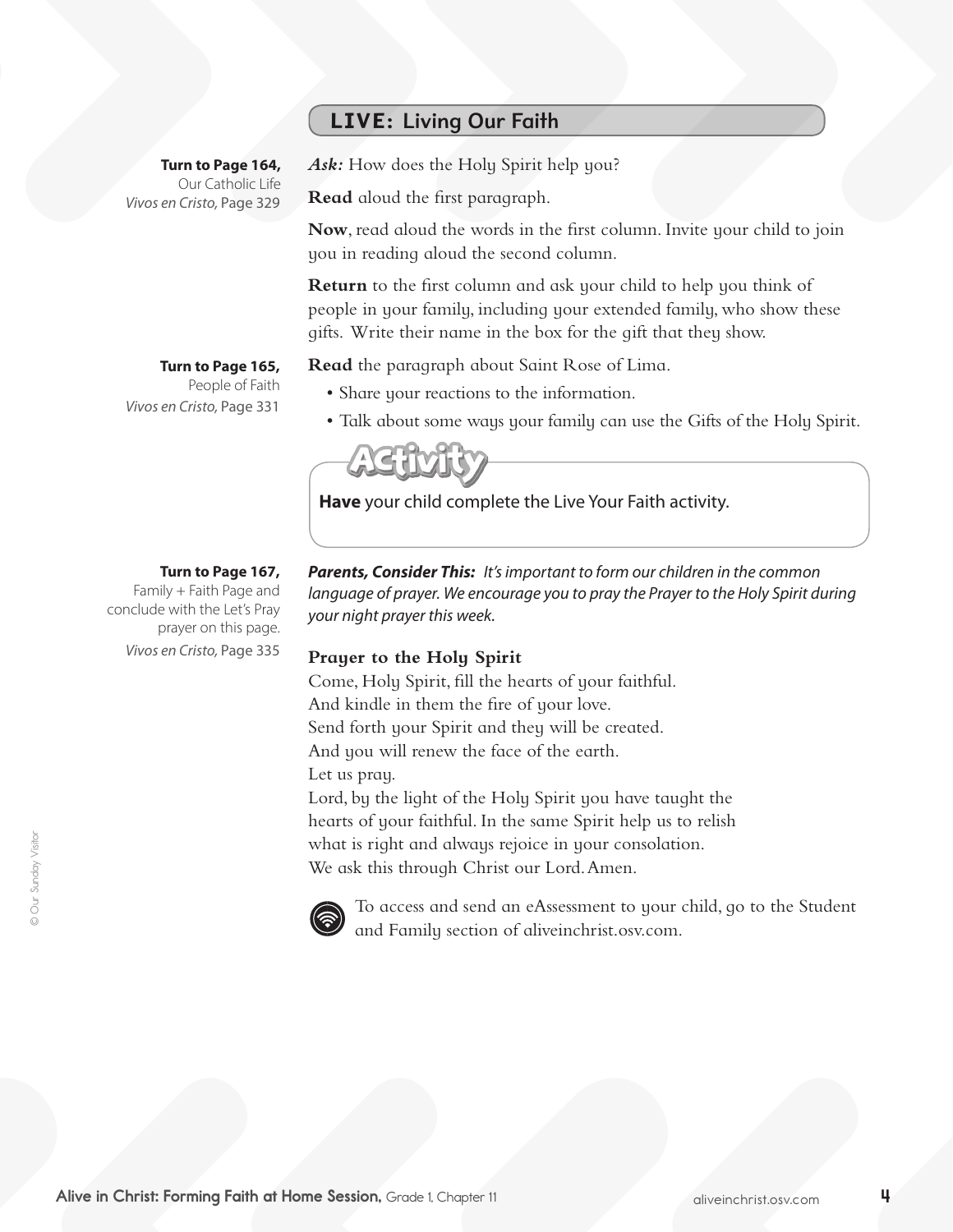## LIVE: Living Our Faith

**Turn to Page 164,**
Our Catholic Life
*Vivos en Cristo,* Page 329

***Ask:*** How does the Holy Spirit help you?

**Read** aloud the first paragraph.

**Now**, read aloud the words in the first column. Invite your child to join you in reading aloud the second column.

**Return** to the first column and ask your child to help you think of people in your family, including your extended family, who show these gifts. Write their name in the box for the gift that they show.

**Turn to Page 165,**
People of Faith
*Vivos en Cristo,* Page 331

**Read** the paragraph about Saint Rose of Lima.

- Share your reactions to the information.
- Talk about some ways your family can use the Gifts of the Holy Spirit.

**Activity**

**Have** your child complete the Live Your Faith activity.

**Turn to Page 167,**
Family + Faith Page and conclude with the Let's Pray prayer on this page.
*Vivos en Cristo,* Page 335

***Parents, Consider This:*** *It's important to form our children in the common language of prayer. We encourage you to pray the Prayer to the Holy Spirit during your night prayer this week.*

**Prayer to the Holy Spirit**

Come, Holy Spirit, fill the hearts of your faithful.
And kindle in them the fire of your love.
Send forth your Spirit and they will be created.
And you will renew the face of the earth.
Let us pray.
Lord, by the light of the Holy Spirit you have taught the hearts of your faithful. In the same Spirit help us to relish what is right and always rejoice in your consolation.
We ask this through Christ our Lord. Amen.

To access and send an eAssessment to your child, go to the Student and Family section of aliveinchrist.osv.com.